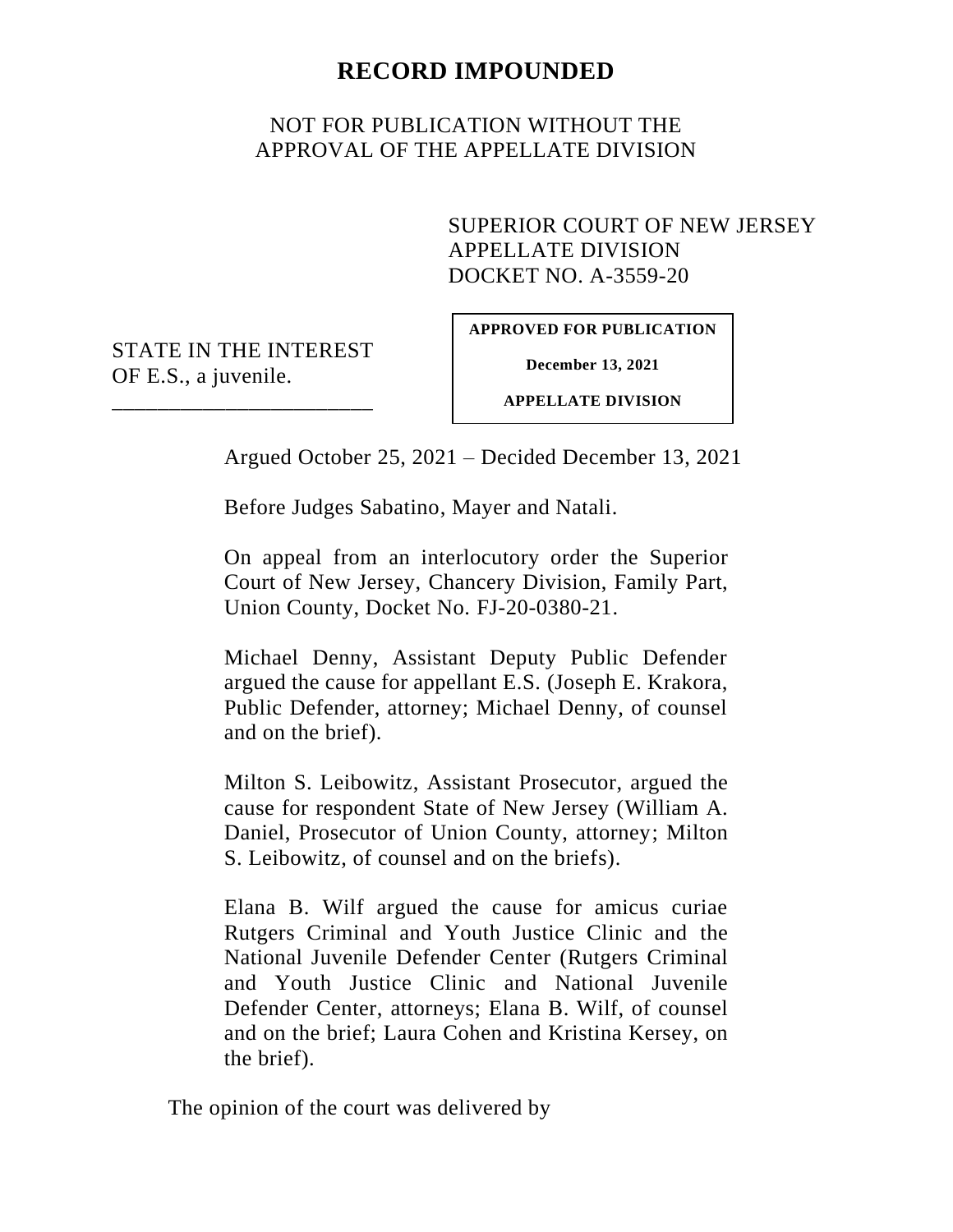# RECORD IMPOUNDED

NOT FOR PUBLICATION WITHOUT THE APPROVAL OF THE APPELLATE DIVISION

SUPERIOR COURT OF NEW JERSEY
APPELLATE DIVISION
DOCKET NO. A-3559-20

STATE IN THE INTEREST OF E.S., a juvenile.
\_\_\_\_\_\_\_\_\_\_\_\_\_\_\_\_\_\_\_\_\_\_\_\_

**APPROVED FOR PUBLICATION**

**December 13, 2021**

**APPELLATE DIVISION**

Argued October 25, 2021 – Decided December 13, 2021

Before Judges Sabatino, Mayer and Natali.

On appeal from an interlocutory order the Superior Court of New Jersey, Chancery Division, Family Part, Union County, Docket No. FJ-20-0380-21.

Michael Denny, Assistant Deputy Public Defender argued the cause for appellant E.S. (Joseph E. Krakora, Public Defender, attorney; Michael Denny, of counsel and on the brief).

Milton S. Leibowitz, Assistant Prosecutor, argued the cause for respondent State of New Jersey (William A. Daniel, Prosecutor of Union County, attorney; Milton S. Leibowitz, of counsel and on the briefs).

Elana B. Wilf argued the cause for amicus curiae Rutgers Criminal and Youth Justice Clinic and the National Juvenile Defender Center (Rutgers Criminal and Youth Justice Clinic and National Juvenile Defender Center, attorneys; Elana B. Wilf, of counsel and on the brief; Laura Cohen and Kristina Kersey, on the brief).

The opinion of the court was delivered by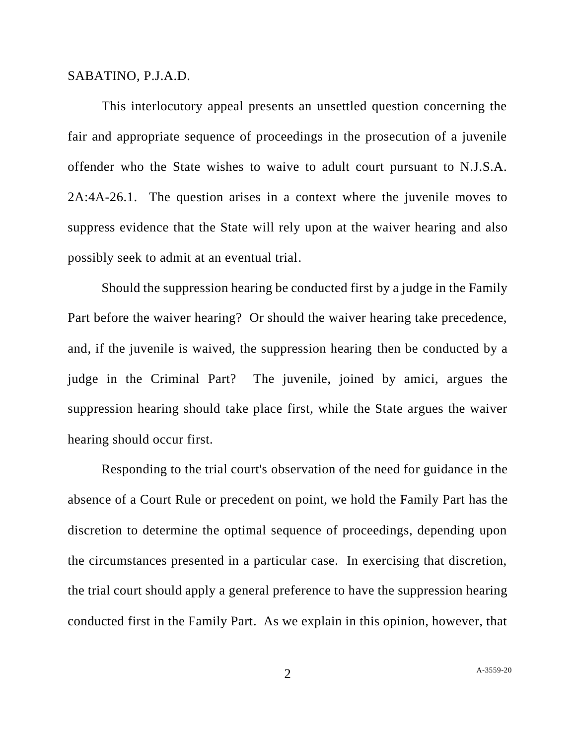SABATINO, P.J.A.D.

This interlocutory appeal presents an unsettled question concerning the fair and appropriate sequence of proceedings in the prosecution of a juvenile offender who the State wishes to waive to adult court pursuant to N.J.S.A. 2A:4A-26.1. The question arises in a context where the juvenile moves to suppress evidence that the State will rely upon at the waiver hearing and also possibly seek to admit at an eventual trial.

Should the suppression hearing be conducted first by a judge in the Family Part before the waiver hearing? Or should the waiver hearing take precedence, and, if the juvenile is waived, the suppression hearing then be conducted by a judge in the Criminal Part? The juvenile, joined by amici, argues the suppression hearing should take place first, while the State argues the waiver hearing should occur first.

Responding to the trial court's observation of the need for guidance in the absence of a Court Rule or precedent on point, we hold the Family Part has the discretion to determine the optimal sequence of proceedings, depending upon the circumstances presented in a particular case. In exercising that discretion, the trial court should apply a general preference to have the suppression hearing conducted first in the Family Part. As we explain in this opinion, however, that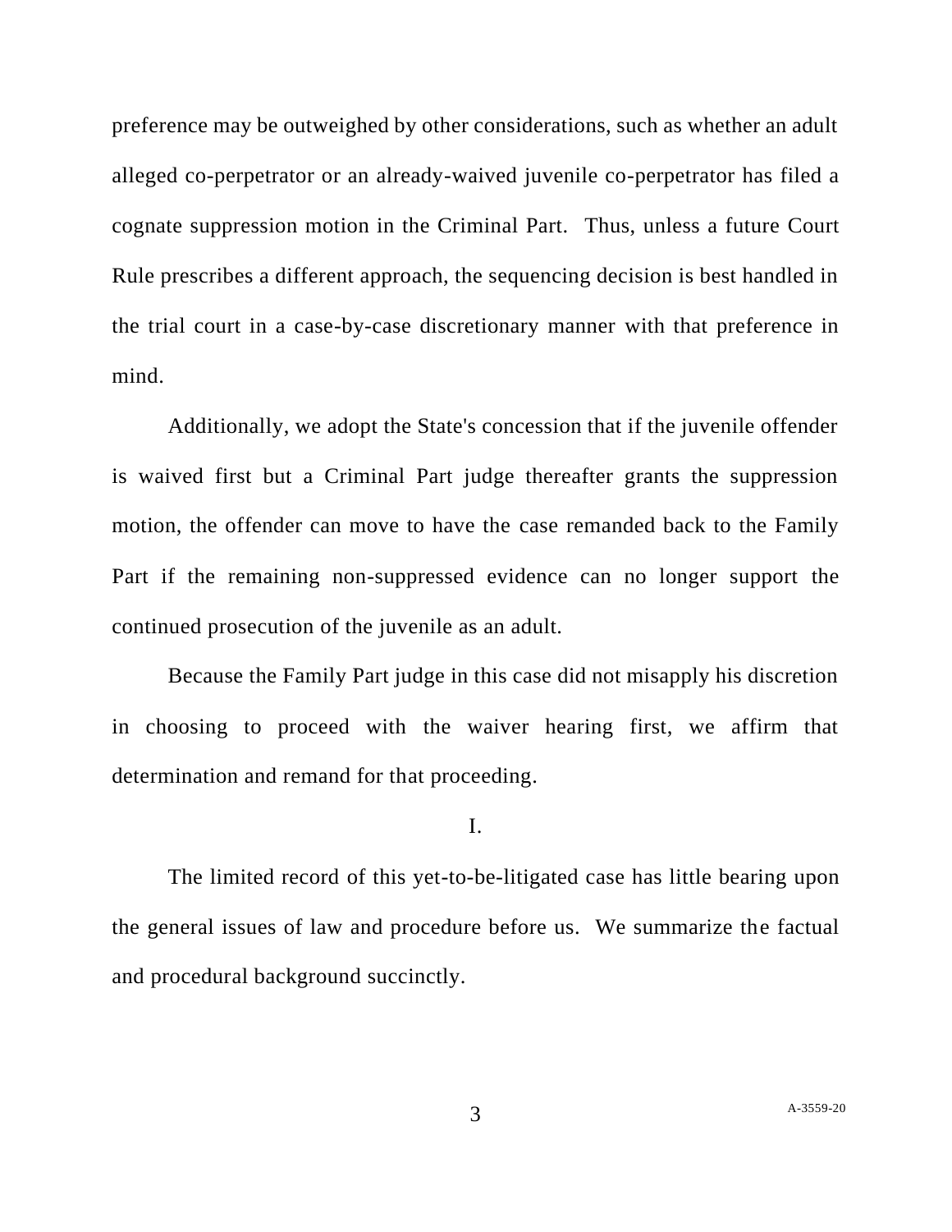preference may be outweighed by other considerations, such as whether an adult alleged co-perpetrator or an already-waived juvenile co-perpetrator has filed a cognate suppression motion in the Criminal Part. Thus, unless a future Court Rule prescribes a different approach, the sequencing decision is best handled in the trial court in a case-by-case discretionary manner with that preference in mind.

Additionally, we adopt the State's concession that if the juvenile offender is waived first but a Criminal Part judge thereafter grants the suppression motion, the offender can move to have the case remanded back to the Family Part if the remaining non-suppressed evidence can no longer support the continued prosecution of the juvenile as an adult.

Because the Family Part judge in this case did not misapply his discretion in choosing to proceed with the waiver hearing first, we affirm that determination and remand for that proceeding.

## I.

The limited record of this yet-to-be-litigated case has little bearing upon the general issues of law and procedure before us. We summarize the factual and procedural background succinctly.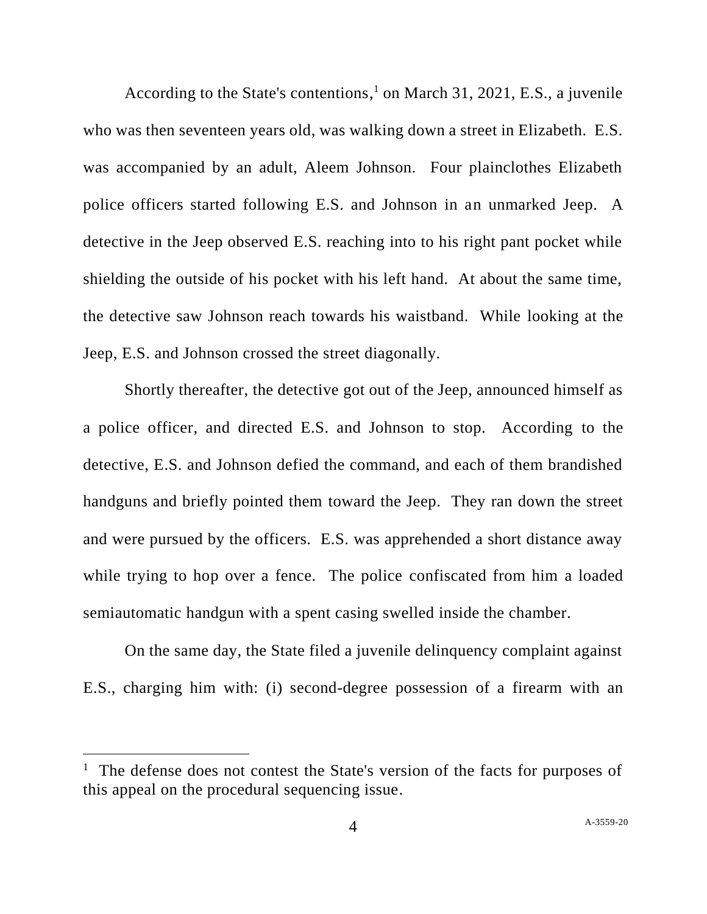According to the State's contentions,[1] on March 31, 2021, E.S., a juvenile who was then seventeen years old, was walking down a street in Elizabeth. E.S. was accompanied by an adult, Aleem Johnson. Four plainclothes Elizabeth police officers started following E.S. and Johnson in an unmarked Jeep. A detective in the Jeep observed E.S. reaching into to his right pant pocket while shielding the outside of his pocket with his left hand. At about the same time, the detective saw Johnson reach towards his waistband. While looking at the Jeep, E.S. and Johnson crossed the street diagonally.

Shortly thereafter, the detective got out of the Jeep, announced himself as a police officer, and directed E.S. and Johnson to stop. According to the detective, E.S. and Johnson defied the command, and each of them brandished handguns and briefly pointed them toward the Jeep. They ran down the street and were pursued by the officers. E.S. was apprehended a short distance away while trying to hop over a fence. The police confiscated from him a loaded semiautomatic handgun with a spent casing swelled inside the chamber.

On the same day, the State filed a juvenile delinquency complaint against E.S., charging him with: (i) second-degree possession of a firearm with an

---

[1] The defense does not contest the State's version of the facts for purposes of this appeal on the procedural sequencing issue.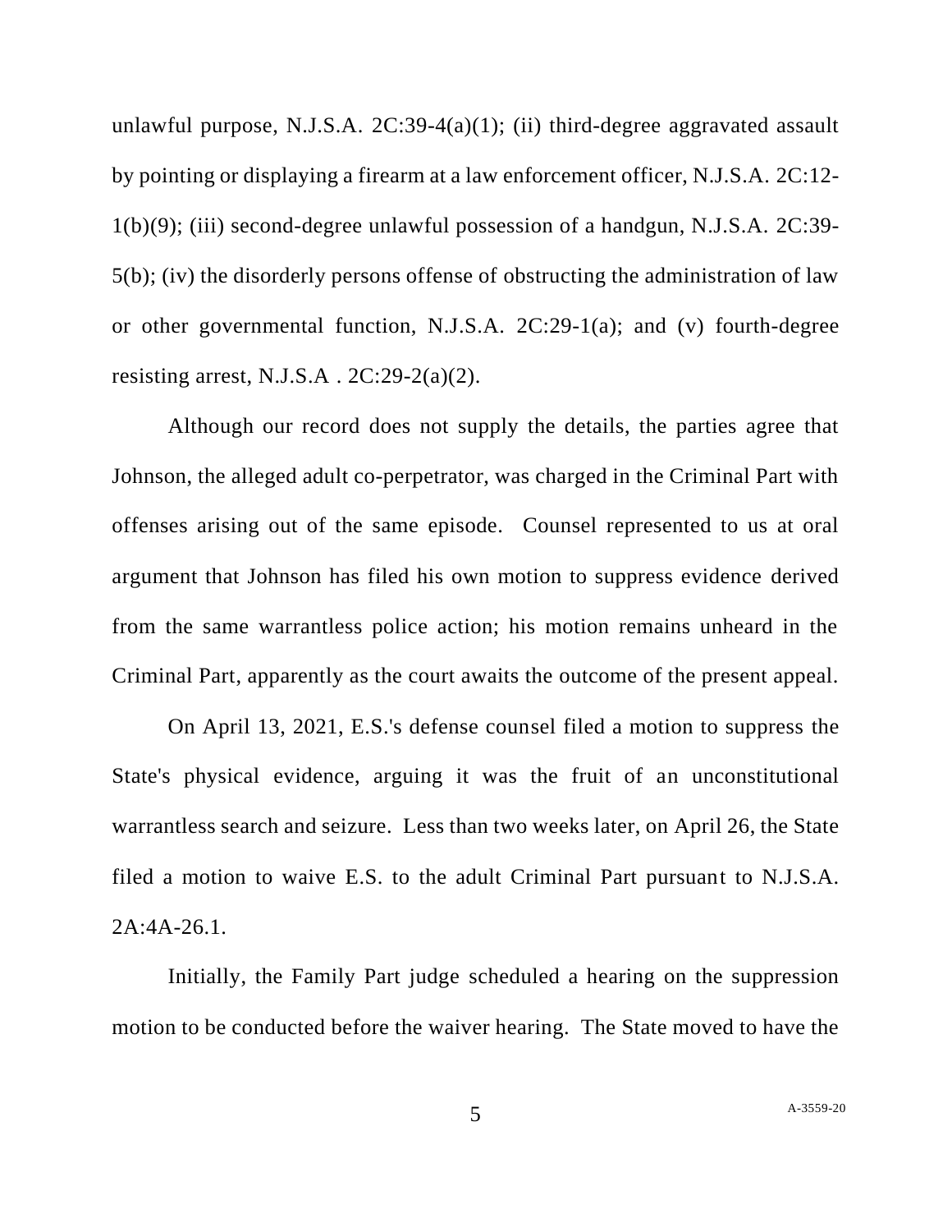unlawful purpose, N.J.S.A. 2C:39-4(a)(1); (ii) third-degree aggravated assault by pointing or displaying a firearm at a law enforcement officer, N.J.S.A. 2C:12-1(b)(9); (iii) second-degree unlawful possession of a handgun, N.J.S.A. 2C:39-5(b); (iv) the disorderly persons offense of obstructing the administration of law or other governmental function, N.J.S.A. 2C:29-1(a); and (v) fourth-degree resisting arrest, N.J.S.A . 2C:29-2(a)(2).

Although our record does not supply the details, the parties agree that Johnson, the alleged adult co-perpetrator, was charged in the Criminal Part with offenses arising out of the same episode. Counsel represented to us at oral argument that Johnson has filed his own motion to suppress evidence derived from the same warrantless police action; his motion remains unheard in the Criminal Part, apparently as the court awaits the outcome of the present appeal.

On April 13, 2021, E.S.'s defense counsel filed a motion to suppress the State's physical evidence, arguing it was the fruit of an unconstitutional warrantless search and seizure. Less than two weeks later, on April 26, the State filed a motion to waive E.S. to the adult Criminal Part pursuant to N.J.S.A. 2A:4A-26.1.

Initially, the Family Part judge scheduled a hearing on the suppression motion to be conducted before the waiver hearing. The State moved to have the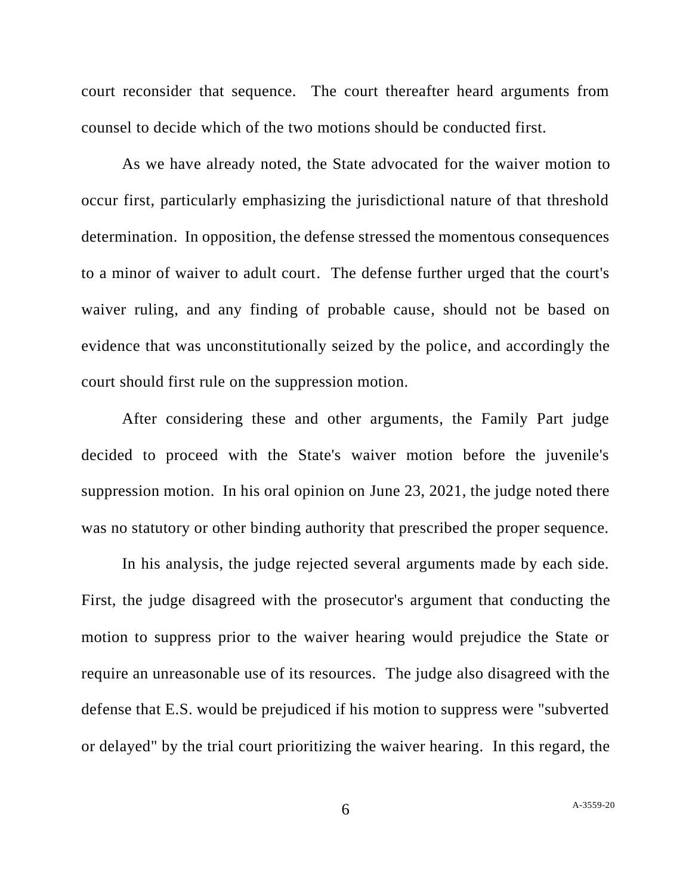court reconsider that sequence. The court thereafter heard arguments from counsel to decide which of the two motions should be conducted first.

As we have already noted, the State advocated for the waiver motion to occur first, particularly emphasizing the jurisdictional nature of that threshold determination. In opposition, the defense stressed the momentous consequences to a minor of waiver to adult court. The defense further urged that the court's waiver ruling, and any finding of probable cause, should not be based on evidence that was unconstitutionally seized by the police, and accordingly the court should first rule on the suppression motion.

After considering these and other arguments, the Family Part judge decided to proceed with the State's waiver motion before the juvenile's suppression motion. In his oral opinion on June 23, 2021, the judge noted there was no statutory or other binding authority that prescribed the proper sequence.

In his analysis, the judge rejected several arguments made by each side. First, the judge disagreed with the prosecutor's argument that conducting the motion to suppress prior to the waiver hearing would prejudice the State or require an unreasonable use of its resources. The judge also disagreed with the defense that E.S. would be prejudiced if his motion to suppress were "subverted or delayed" by the trial court prioritizing the waiver hearing. In this regard, the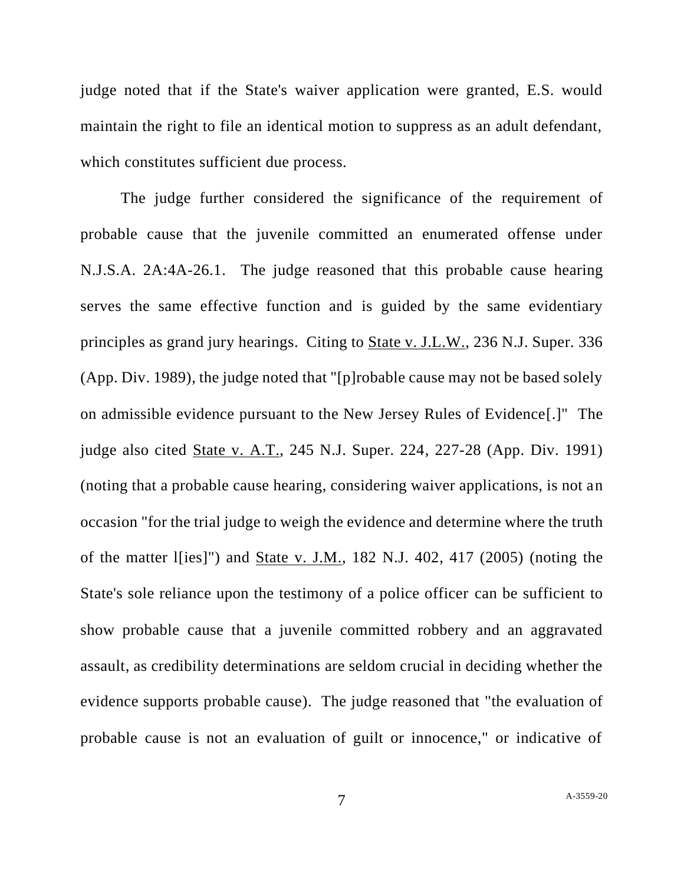judge noted that if the State's waiver application were granted, E.S. would maintain the right to file an identical motion to suppress as an adult defendant, which constitutes sufficient due process.

The judge further considered the significance of the requirement of probable cause that the juvenile committed an enumerated offense under N.J.S.A. 2A:4A-26.1. The judge reasoned that this probable cause hearing serves the same effective function and is guided by the same evidentiary principles as grand jury hearings. Citing to State v. J.L.W., 236 N.J. Super. 336 (App. Div. 1989), the judge noted that "[p]robable cause may not be based solely on admissible evidence pursuant to the New Jersey Rules of Evidence[.]" The judge also cited State v. A.T., 245 N.J. Super. 224, 227-28 (App. Div. 1991) (noting that a probable cause hearing, considering waiver applications, is not an occasion "for the trial judge to weigh the evidence and determine where the truth of the matter l[ies]") and State v. J.M., 182 N.J. 402, 417 (2005) (noting the State's sole reliance upon the testimony of a police officer can be sufficient to show probable cause that a juvenile committed robbery and an aggravated assault, as credibility determinations are seldom crucial in deciding whether the evidence supports probable cause). The judge reasoned that "the evaluation of probable cause is not an evaluation of guilt or innocence," or indicative of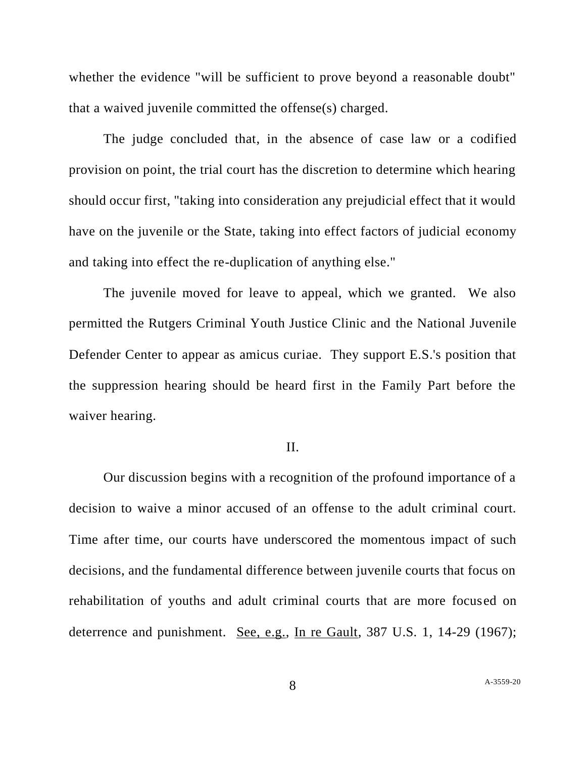whether the evidence "will be sufficient to prove beyond a reasonable doubt" that a waived juvenile committed the offense(s) charged.

The judge concluded that, in the absence of case law or a codified provision on point, the trial court has the discretion to determine which hearing should occur first, "taking into consideration any prejudicial effect that it would have on the juvenile or the State, taking into effect factors of judicial economy and taking into effect the re-duplication of anything else."

The juvenile moved for leave to appeal, which we granted. We also permitted the Rutgers Criminal Youth Justice Clinic and the National Juvenile Defender Center to appear as amicus curiae. They support E.S.'s position that the suppression hearing should be heard first in the Family Part before the waiver hearing.

## II.

Our discussion begins with a recognition of the profound importance of a decision to waive a minor accused of an offense to the adult criminal court. Time after time, our courts have underscored the momentous impact of such decisions, and the fundamental difference between juvenile courts that focus on rehabilitation of youths and adult criminal courts that are more focused on deterrence and punishment. See, e.g., In re Gault, 387 U.S. 1, 14-29 (1967);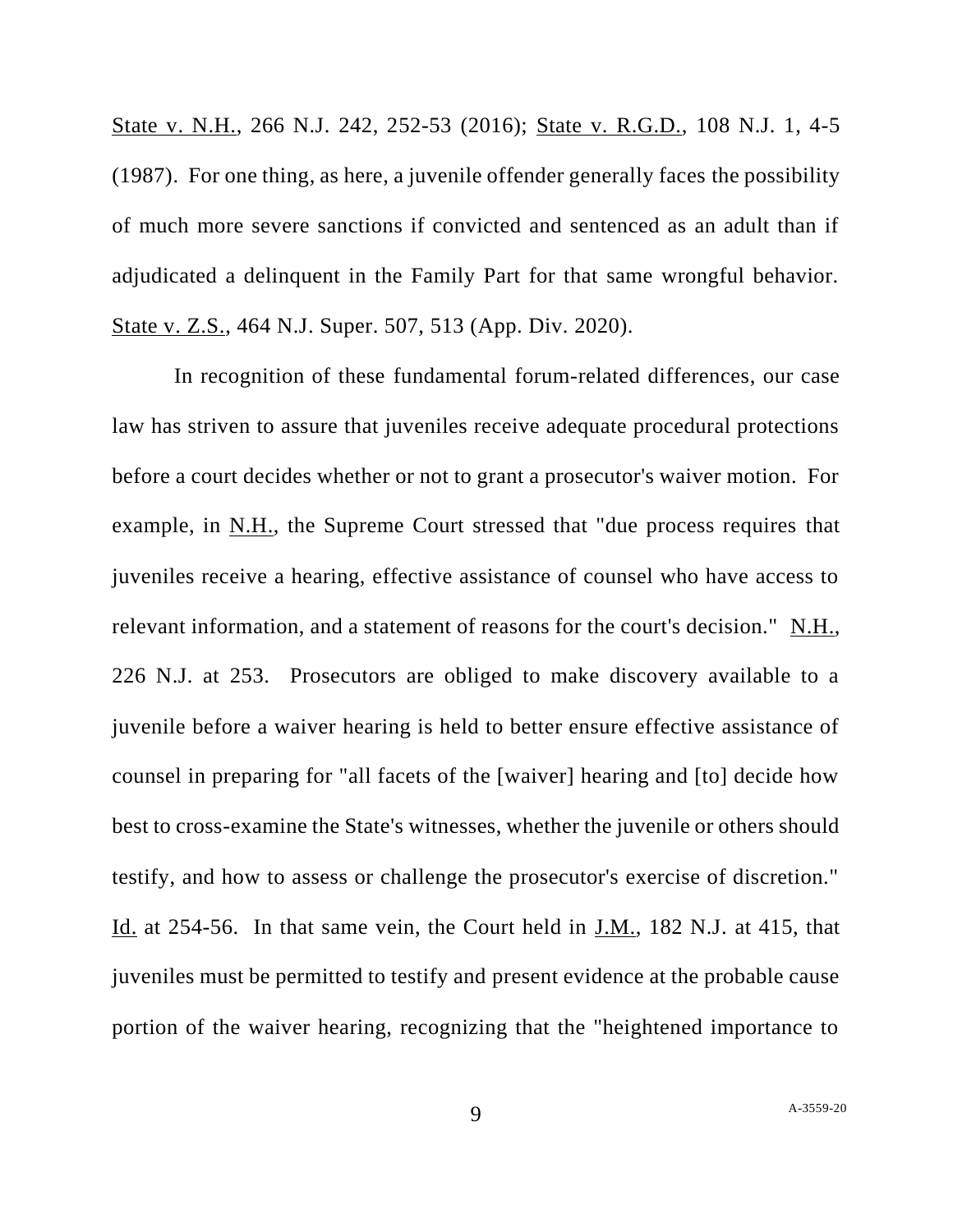State v. N.H., 266 N.J. 242, 252-53 (2016); State v. R.G.D., 108 N.J. 1, 4-5 (1987). For one thing, as here, a juvenile offender generally faces the possibility of much more severe sanctions if convicted and sentenced as an adult than if adjudicated a delinquent in the Family Part for that same wrongful behavior. State v. Z.S., 464 N.J. Super. 507, 513 (App. Div. 2020).

In recognition of these fundamental forum-related differences, our case law has striven to assure that juveniles receive adequate procedural protections before a court decides whether or not to grant a prosecutor's waiver motion. For example, in N.H., the Supreme Court stressed that "due process requires that juveniles receive a hearing, effective assistance of counsel who have access to relevant information, and a statement of reasons for the court's decision." N.H., 226 N.J. at 253. Prosecutors are obliged to make discovery available to a juvenile before a waiver hearing is held to better ensure effective assistance of counsel in preparing for "all facets of the [waiver] hearing and [to] decide how best to cross-examine the State's witnesses, whether the juvenile or others should testify, and how to assess or challenge the prosecutor's exercise of discretion." Id. at 254-56. In that same vein, the Court held in J.M., 182 N.J. at 415, that juveniles must be permitted to testify and present evidence at the probable cause portion of the waiver hearing, recognizing that the "heightened importance to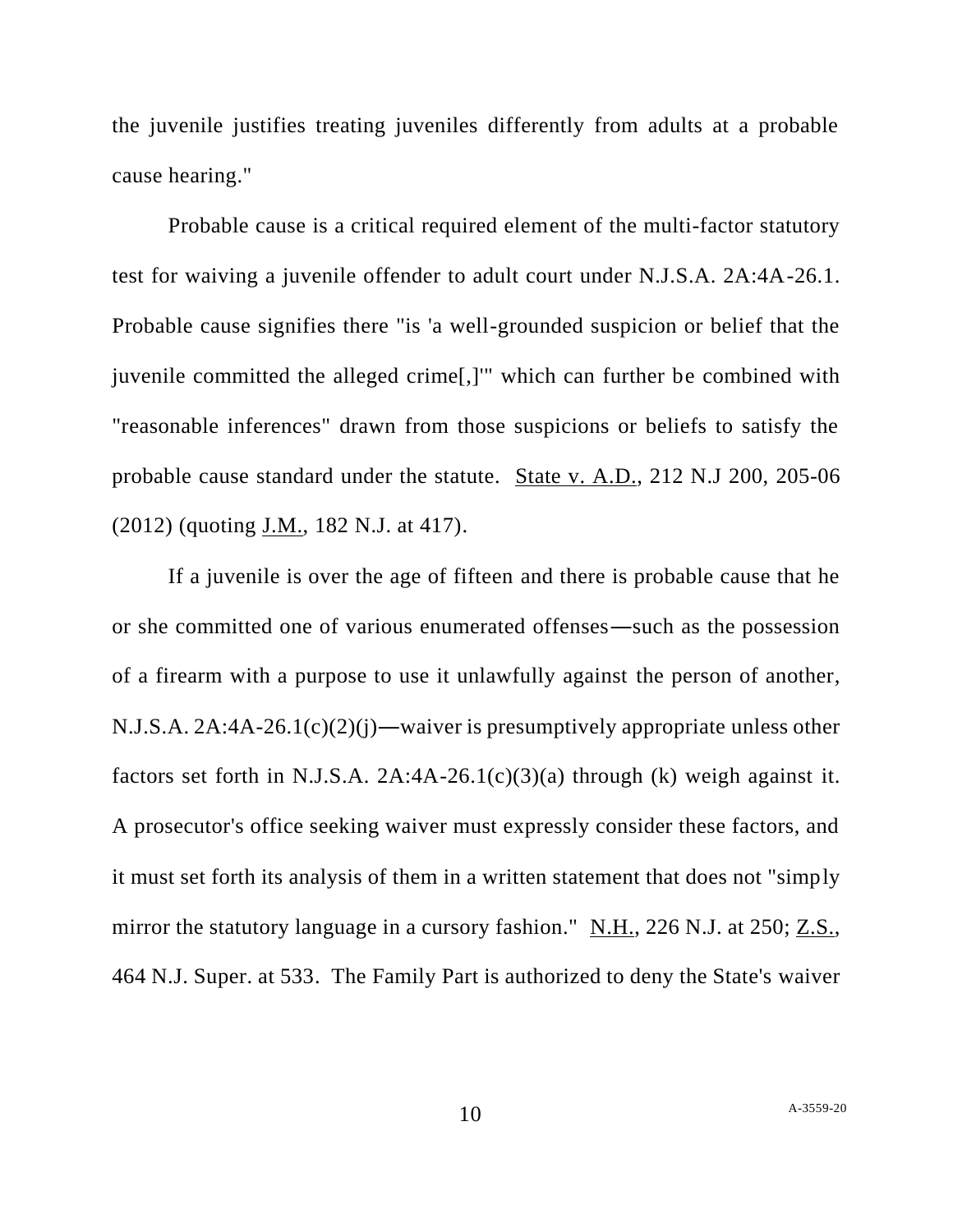the juvenile justifies treating juveniles differently from adults at a probable cause hearing."

Probable cause is a critical required element of the multi-factor statutory test for waiving a juvenile offender to adult court under N.J.S.A. 2A:4A-26.1. Probable cause signifies there "is 'a well-grounded suspicion or belief that the juvenile committed the alleged crime[,]'" which can further be combined with "reasonable inferences" drawn from those suspicions or beliefs to satisfy the probable cause standard under the statute. State v. A.D., 212 N.J 200, 205-06 (2012) (quoting J.M., 182 N.J. at 417).

If a juvenile is over the age of fifteen and there is probable cause that he or she committed one of various enumerated offenses—such as the possession of a firearm with a purpose to use it unlawfully against the person of another, N.J.S.A. 2A:4A-26.1(c)(2)(j)—waiver is presumptively appropriate unless other factors set forth in N.J.S.A. 2A:4A-26.1(c)(3)(a) through (k) weigh against it. A prosecutor's office seeking waiver must expressly consider these factors, and it must set forth its analysis of them in a written statement that does not "simply mirror the statutory language in a cursory fashion." N.H., 226 N.J. at 250; Z.S., 464 N.J. Super. at 533. The Family Part is authorized to deny the State's waiver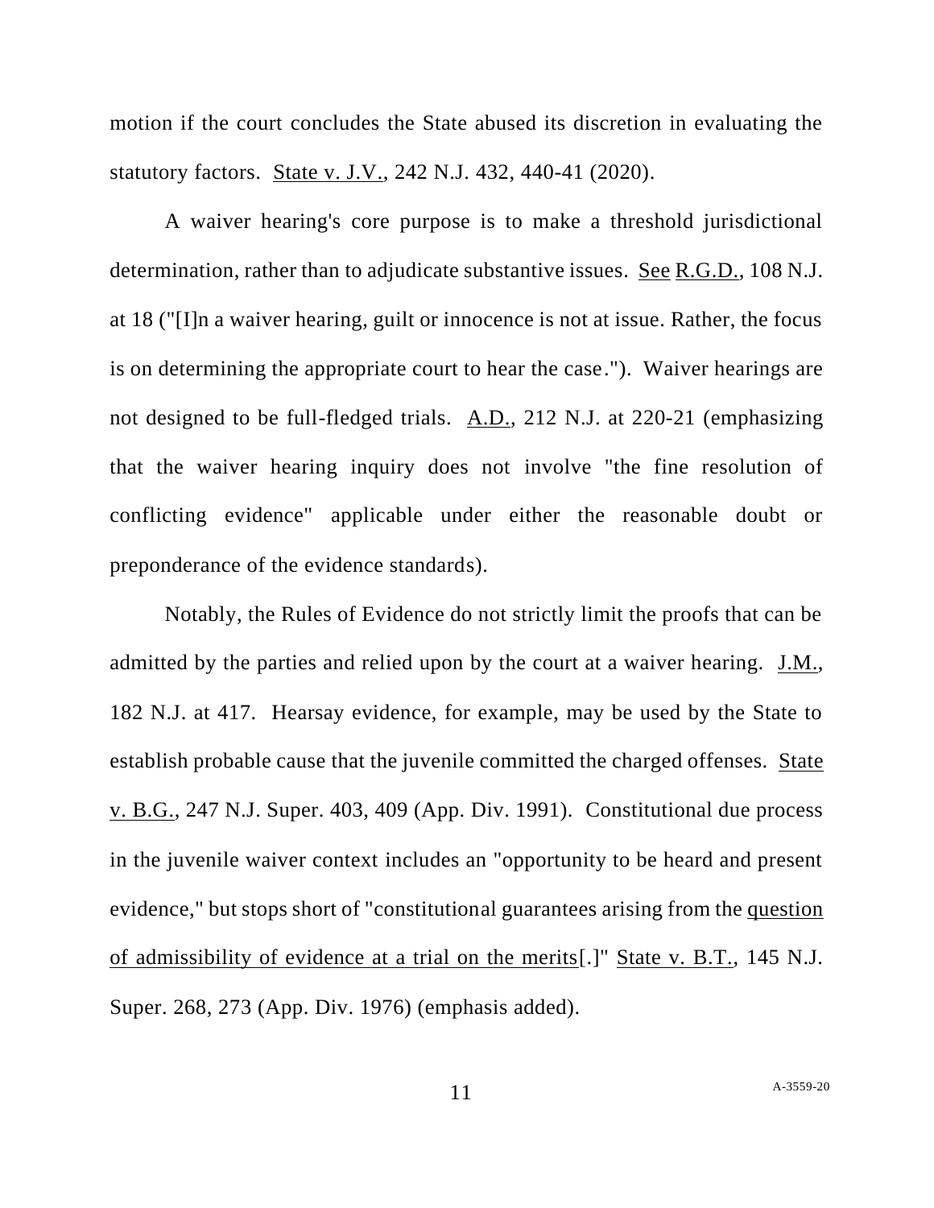motion if the court concludes the State abused its discretion in evaluating the statutory factors. State v. J.V., 242 N.J. 432, 440-41 (2020).

A waiver hearing's core purpose is to make a threshold jurisdictional determination, rather than to adjudicate substantive issues. See R.G.D., 108 N.J. at 18 ("[I]n a waiver hearing, guilt or innocence is not at issue. Rather, the focus is on determining the appropriate court to hear the case."). Waiver hearings are not designed to be full-fledged trials. A.D., 212 N.J. at 220-21 (emphasizing that the waiver hearing inquiry does not involve "the fine resolution of conflicting evidence" applicable under either the reasonable doubt or preponderance of the evidence standards).

Notably, the Rules of Evidence do not strictly limit the proofs that can be admitted by the parties and relied upon by the court at a waiver hearing. J.M., 182 N.J. at 417. Hearsay evidence, for example, may be used by the State to establish probable cause that the juvenile committed the charged offenses. State v. B.G., 247 N.J. Super. 403, 409 (App. Div. 1991). Constitutional due process in the juvenile waiver context includes an "opportunity to be heard and present evidence," but stops short of "constitutional guarantees arising from the <u>question of admissibility of evidence at a trial on the merits</u>[.]" State v. B.T., 145 N.J. Super. 268, 273 (App. Div. 1976) (emphasis added).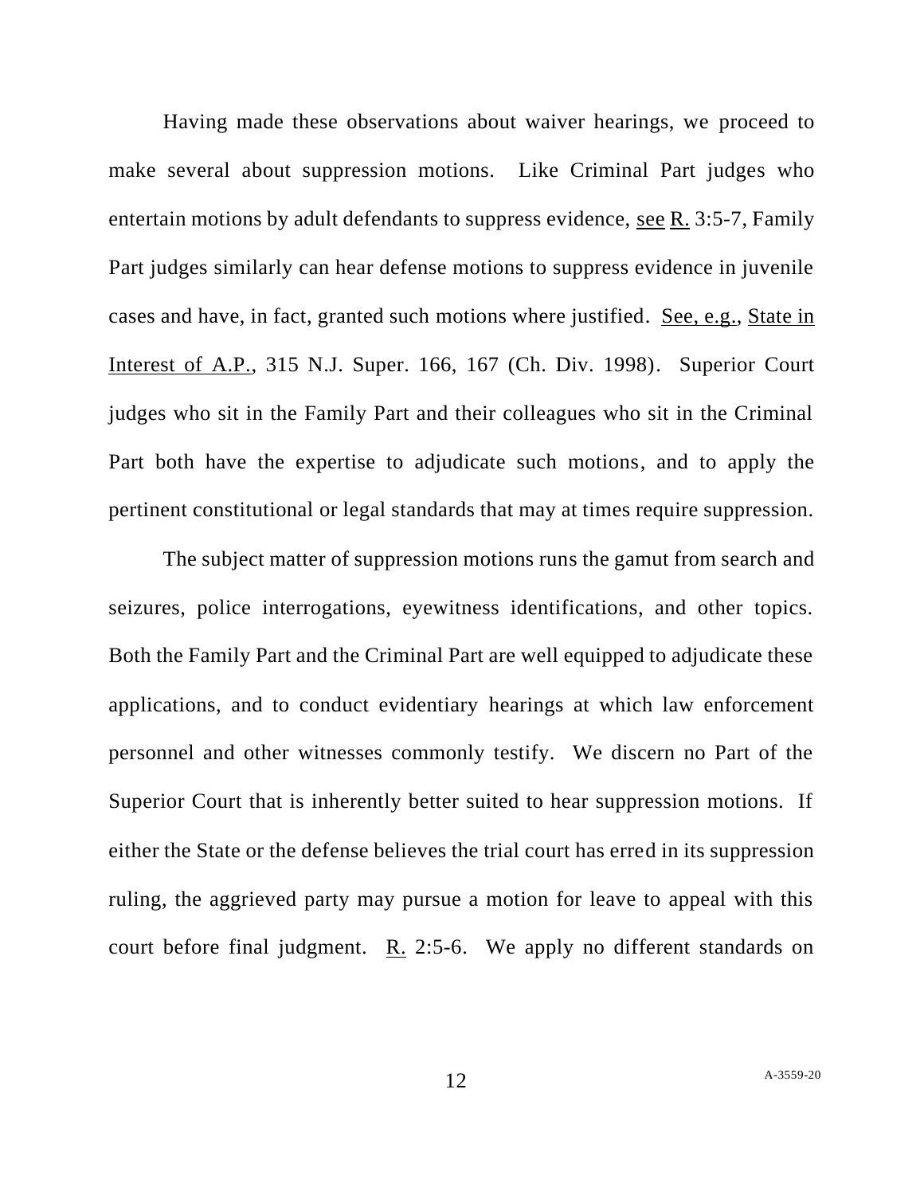Having made these observations about waiver hearings, we proceed to make several about suppression motions. Like Criminal Part judges who entertain motions by adult defendants to suppress evidence, see R. 3:5-7, Family Part judges similarly can hear defense motions to suppress evidence in juvenile cases and have, in fact, granted such motions where justified. See, e.g., State in Interest of A.P., 315 N.J. Super. 166, 167 (Ch. Div. 1998). Superior Court judges who sit in the Family Part and their colleagues who sit in the Criminal Part both have the expertise to adjudicate such motions, and to apply the pertinent constitutional or legal standards that may at times require suppression.

The subject matter of suppression motions runs the gamut from search and seizures, police interrogations, eyewitness identifications, and other topics. Both the Family Part and the Criminal Part are well equipped to adjudicate these applications, and to conduct evidentiary hearings at which law enforcement personnel and other witnesses commonly testify. We discern no Part of the Superior Court that is inherently better suited to hear suppression motions. If either the State or the defense believes the trial court has erred in its suppression ruling, the aggrieved party may pursue a motion for leave to appeal with this court before final judgment. R. 2:5-6. We apply no different standards on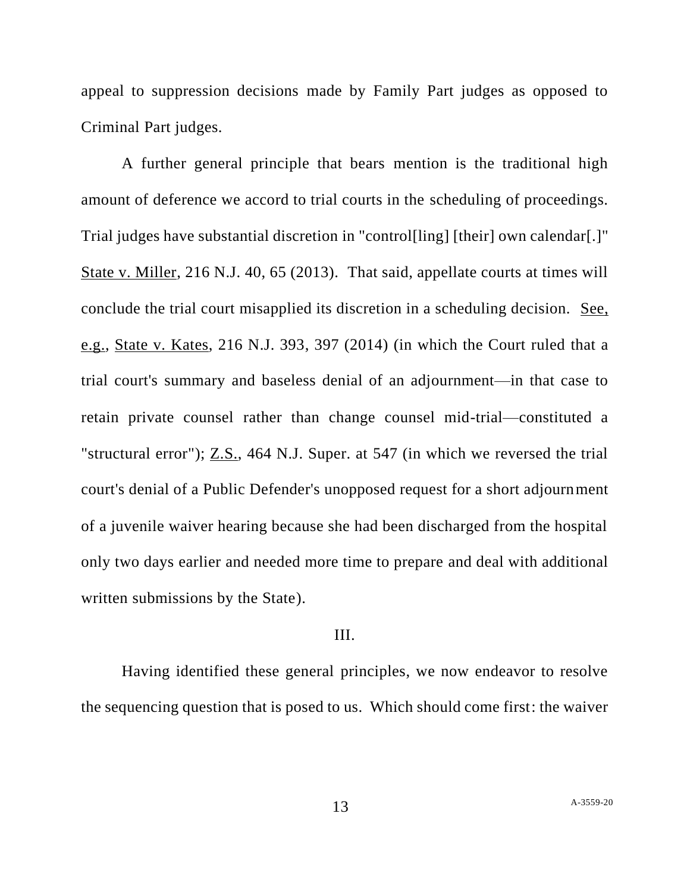appeal to suppression decisions made by Family Part judges as opposed to Criminal Part judges.

A further general principle that bears mention is the traditional high amount of deference we accord to trial courts in the scheduling of proceedings. Trial judges have substantial discretion in "control[ling] [their] own calendar[.]" State v. Miller, 216 N.J. 40, 65 (2013). That said, appellate courts at times will conclude the trial court misapplied its discretion in a scheduling decision. See, e.g., State v. Kates, 216 N.J. 393, 397 (2014) (in which the Court ruled that a trial court's summary and baseless denial of an adjournment—in that case to retain private counsel rather than change counsel mid-trial—constituted a "structural error"); Z.S., 464 N.J. Super. at 547 (in which we reversed the trial court's denial of a Public Defender's unopposed request for a short adjournment of a juvenile waiver hearing because she had been discharged from the hospital only two days earlier and needed more time to prepare and deal with additional written submissions by the State).

III.

Having identified these general principles, we now endeavor to resolve the sequencing question that is posed to us. Which should come first: the waiver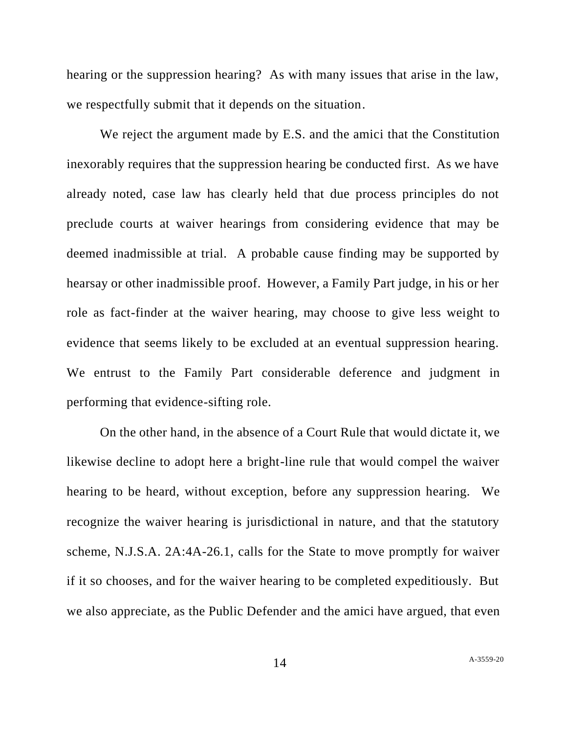hearing or the suppression hearing? As with many issues that arise in the law, we respectfully submit that it depends on the situation.

We reject the argument made by E.S. and the amici that the Constitution inexorably requires that the suppression hearing be conducted first. As we have already noted, case law has clearly held that due process principles do not preclude courts at waiver hearings from considering evidence that may be deemed inadmissible at trial. A probable cause finding may be supported by hearsay or other inadmissible proof. However, a Family Part judge, in his or her role as fact-finder at the waiver hearing, may choose to give less weight to evidence that seems likely to be excluded at an eventual suppression hearing. We entrust to the Family Part considerable deference and judgment in performing that evidence-sifting role.

On the other hand, in the absence of a Court Rule that would dictate it, we likewise decline to adopt here a bright-line rule that would compel the waiver hearing to be heard, without exception, before any suppression hearing. We recognize the waiver hearing is jurisdictional in nature, and that the statutory scheme, N.J.S.A. 2A:4A-26.1, calls for the State to move promptly for waiver if it so chooses, and for the waiver hearing to be completed expeditiously. But we also appreciate, as the Public Defender and the amici have argued, that even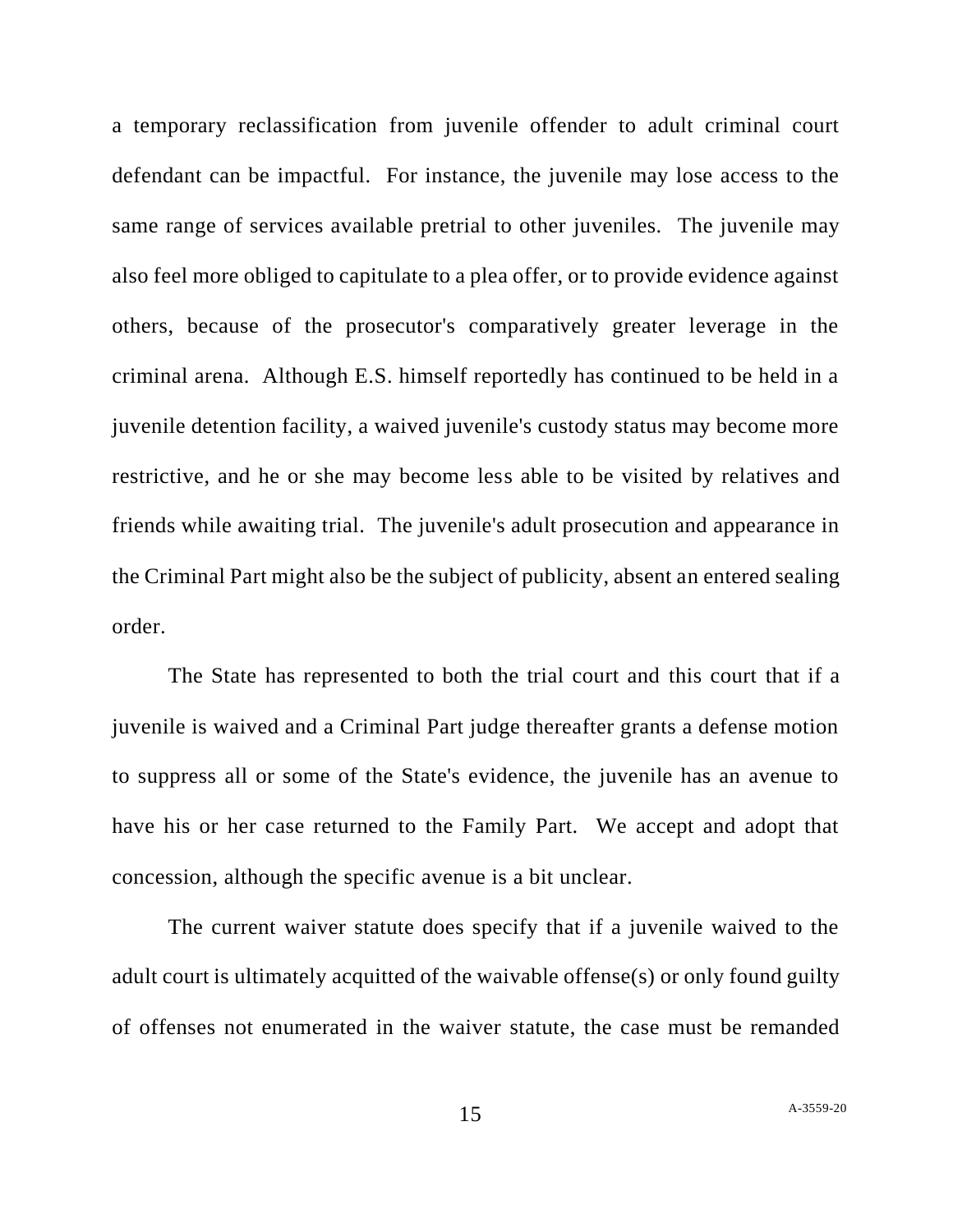a temporary reclassification from juvenile offender to adult criminal court defendant can be impactful. For instance, the juvenile may lose access to the same range of services available pretrial to other juveniles. The juvenile may also feel more obliged to capitulate to a plea offer, or to provide evidence against others, because of the prosecutor's comparatively greater leverage in the criminal arena. Although E.S. himself reportedly has continued to be held in a juvenile detention facility, a waived juvenile's custody status may become more restrictive, and he or she may become less able to be visited by relatives and friends while awaiting trial. The juvenile's adult prosecution and appearance in the Criminal Part might also be the subject of publicity, absent an entered sealing order.

The State has represented to both the trial court and this court that if a juvenile is waived and a Criminal Part judge thereafter grants a defense motion to suppress all or some of the State's evidence, the juvenile has an avenue to have his or her case returned to the Family Part. We accept and adopt that concession, although the specific avenue is a bit unclear.

The current waiver statute does specify that if a juvenile waived to the adult court is ultimately acquitted of the waivable offense(s) or only found guilty of offenses not enumerated in the waiver statute, the case must be remanded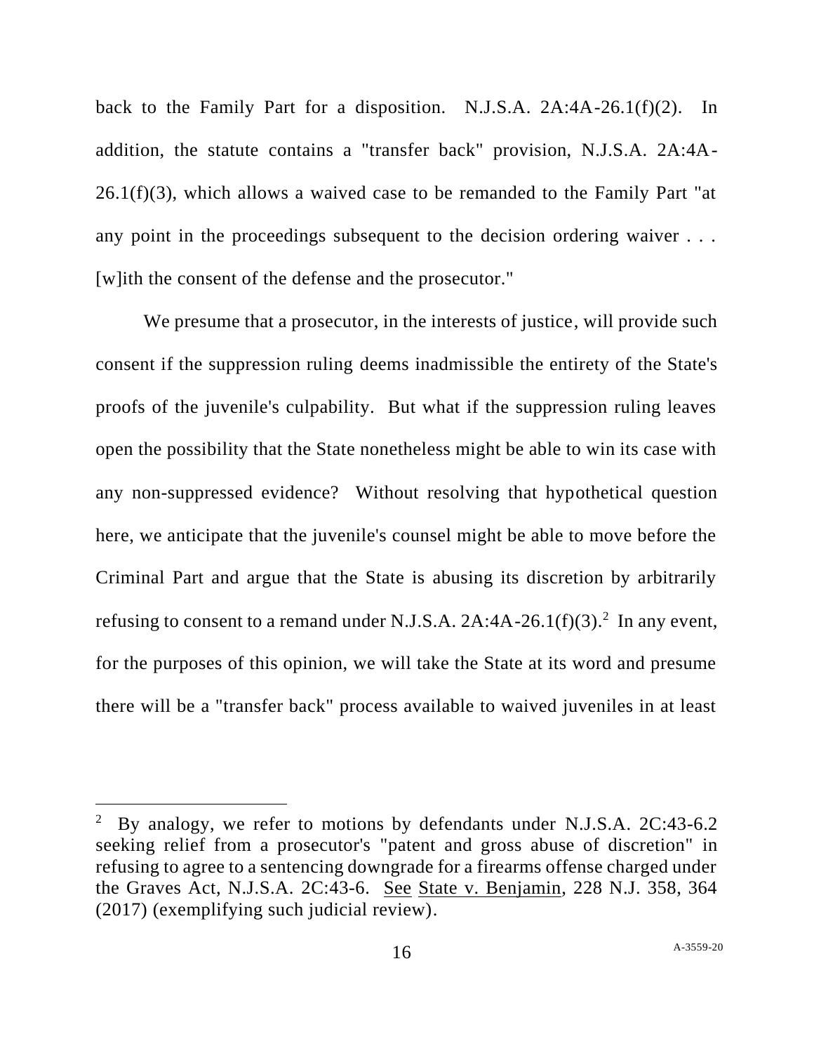back to the Family Part for a disposition. N.J.S.A. 2A:4A-26.1(f)(2). In addition, the statute contains a "transfer back" provision, N.J.S.A. 2A:4A-26.1(f)(3), which allows a waived case to be remanded to the Family Part "at any point in the proceedings subsequent to the decision ordering waiver . . . [w]ith the consent of the defense and the prosecutor."

We presume that a prosecutor, in the interests of justice, will provide such consent if the suppression ruling deems inadmissible the entirety of the State's proofs of the juvenile's culpability. But what if the suppression ruling leaves open the possibility that the State nonetheless might be able to win its case with any non-suppressed evidence? Without resolving that hypothetical question here, we anticipate that the juvenile's counsel might be able to move before the Criminal Part and argue that the State is abusing its discretion by arbitrarily refusing to consent to a remand under N.J.S.A. 2A:4A-26.1(f)(3).[2] In any event, for the purposes of this opinion, we will take the State at its word and presume there will be a "transfer back" process available to waived juveniles in at least

---

[2] By analogy, we refer to motions by defendants under N.J.S.A. 2C:43-6.2 seeking relief from a prosecutor's "patent and gross abuse of discretion" in refusing to agree to a sentencing downgrade for a firearms offense charged under the Graves Act, N.J.S.A. 2C:43-6. See State v. Benjamin, 228 N.J. 358, 364 (2017) (exemplifying such judicial review).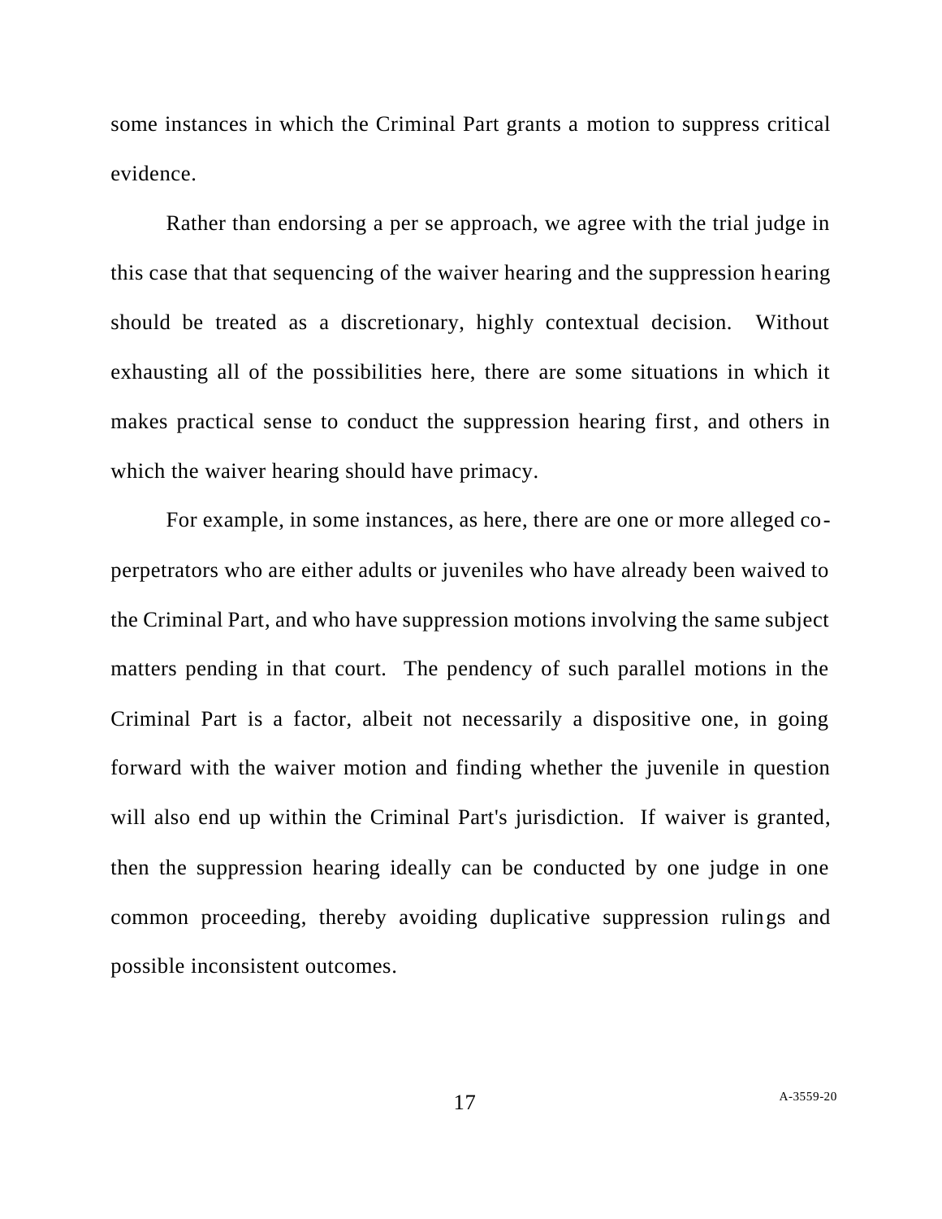some instances in which the Criminal Part grants a motion to suppress critical evidence.

Rather than endorsing a per se approach, we agree with the trial judge in this case that that sequencing of the waiver hearing and the suppression hearing should be treated as a discretionary, highly contextual decision. Without exhausting all of the possibilities here, there are some situations in which it makes practical sense to conduct the suppression hearing first, and others in which the waiver hearing should have primacy.

For example, in some instances, as here, there are one or more alleged co-perpetrators who are either adults or juveniles who have already been waived to the Criminal Part, and who have suppression motions involving the same subject matters pending in that court. The pendency of such parallel motions in the Criminal Part is a factor, albeit not necessarily a dispositive one, in going forward with the waiver motion and finding whether the juvenile in question will also end up within the Criminal Part's jurisdiction. If waiver is granted, then the suppression hearing ideally can be conducted by one judge in one common proceeding, thereby avoiding duplicative suppression rulings and possible inconsistent outcomes.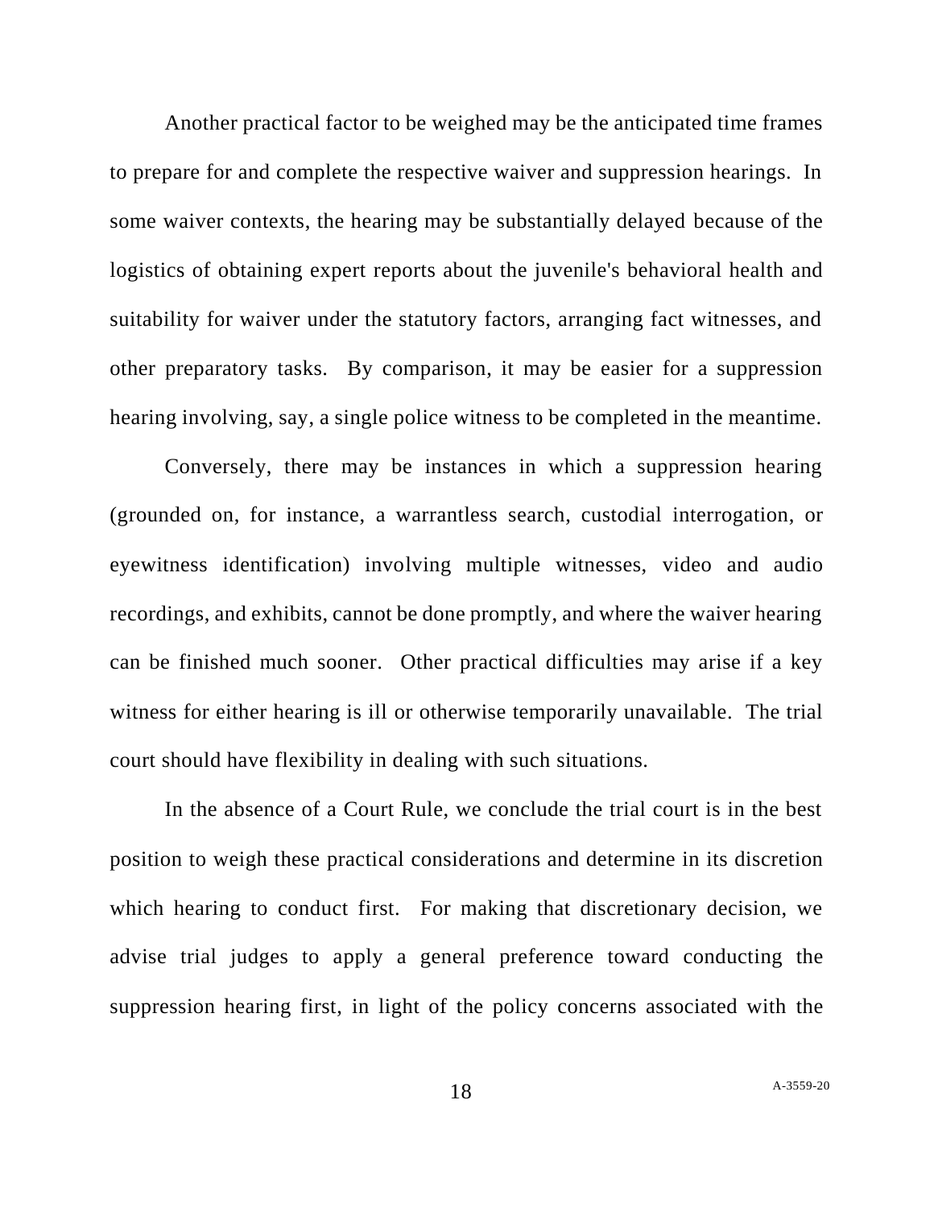Another practical factor to be weighed may be the anticipated time frames to prepare for and complete the respective waiver and suppression hearings. In some waiver contexts, the hearing may be substantially delayed because of the logistics of obtaining expert reports about the juvenile's behavioral health and suitability for waiver under the statutory factors, arranging fact witnesses, and other preparatory tasks. By comparison, it may be easier for a suppression hearing involving, say, a single police witness to be completed in the meantime.

Conversely, there may be instances in which a suppression hearing (grounded on, for instance, a warrantless search, custodial interrogation, or eyewitness identification) involving multiple witnesses, video and audio recordings, and exhibits, cannot be done promptly, and where the waiver hearing can be finished much sooner. Other practical difficulties may arise if a key witness for either hearing is ill or otherwise temporarily unavailable. The trial court should have flexibility in dealing with such situations.

In the absence of a Court Rule, we conclude the trial court is in the best position to weigh these practical considerations and determine in its discretion which hearing to conduct first. For making that discretionary decision, we advise trial judges to apply a general preference toward conducting the suppression hearing first, in light of the policy concerns associated with the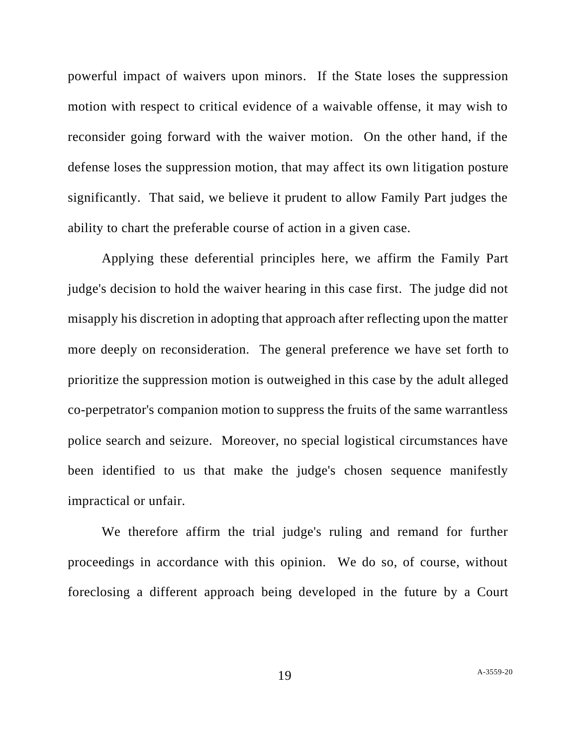powerful impact of waivers upon minors. If the State loses the suppression motion with respect to critical evidence of a waivable offense, it may wish to reconsider going forward with the waiver motion. On the other hand, if the defense loses the suppression motion, that may affect its own litigation posture significantly. That said, we believe it prudent to allow Family Part judges the ability to chart the preferable course of action in a given case.

Applying these deferential principles here, we affirm the Family Part judge's decision to hold the waiver hearing in this case first. The judge did not misapply his discretion in adopting that approach after reflecting upon the matter more deeply on reconsideration. The general preference we have set forth to prioritize the suppression motion is outweighed in this case by the adult alleged co-perpetrator's companion motion to suppress the fruits of the same warrantless police search and seizure. Moreover, no special logistical circumstances have been identified to us that make the judge's chosen sequence manifestly impractical or unfair.

We therefore affirm the trial judge's ruling and remand for further proceedings in accordance with this opinion. We do so, of course, without foreclosing a different approach being developed in the future by a Court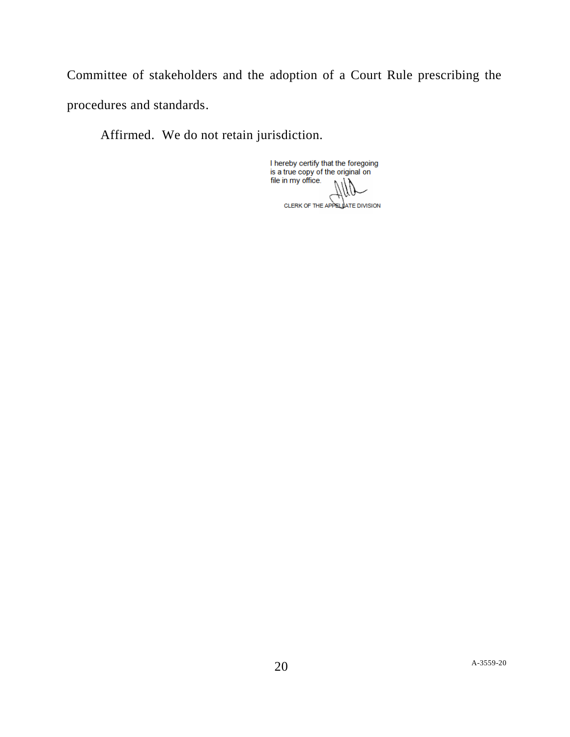Committee of stakeholders and the adoption of a Court Rule prescribing the procedures and standards.

Affirmed. We do not retain jurisdiction.

I hereby certify that the foregoing is a true copy of the original on file in my office.

CLERK OF THE APPELLATE DIVISION